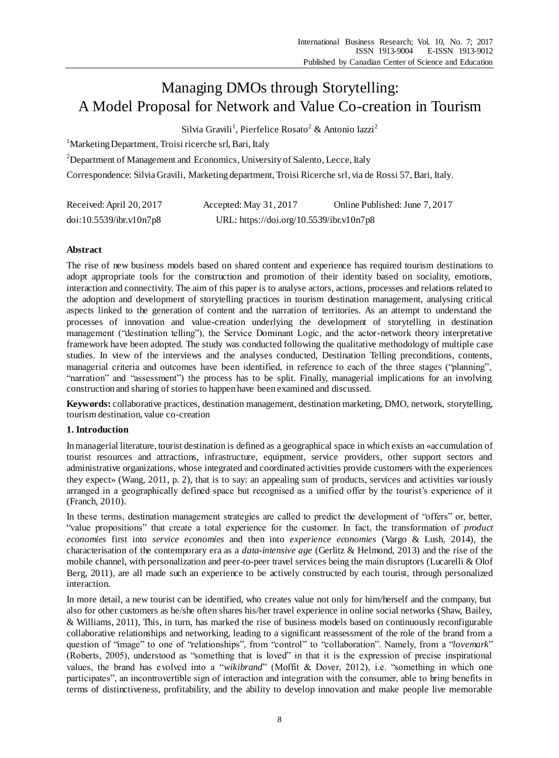# Managing DMOs through Storytelling: A Model Proposal for Network and Value Co-creation in Tourism

Silvia Gravili[1], Pierfelice Rosato[2] & Antonio Iazzi[2]

[1]Marketing Department, Troisi ricerche srl, Bari, Italy

[2]Department of Management and Economics, University of Salento, Lecce, Italy

Correspondence: Silvia Gravili, Marketing department, Troisi Ricerche srl, via de Rossi 57, Bari, Italy.

Received: April 20, 2017 Accepted: May 31, 2017 Online Published: June 7, 2017

doi:10.5539/ibr.v10n7p8 URL: https://doi.org/10.5539/ibr.v10n7p8

## Abstract

The rise of new business models based on shared content and experience has required tourism destinations to adopt appropriate tools for the construction and promotion of their identity based on sociality, emotions, interaction and connectivity. The aim of this paper is to analyse actors, actions, processes and relations related to the adoption and development of storytelling practices in tourism destination management, analysing critical aspects linked to the generation of content and the narration of territories. As an attempt to understand the processes of innovation and value-creation underlying the development of storytelling in destination management ("destination telling"), the Service Dominant Logic, and the actor-network theory interpretative framework have been adopted. The study was conducted following the qualitative methodology of multiple case studies. In view of the interviews and the analyses conducted, Destination Telling preconditions, contents, managerial criteria and outcomes have been identified, in reference to each of the three stages ("planning", "narration" and "assessment") the process has to be split. Finally, managerial implications for an involving construction and sharing of stories to happen have been examined and discussed.

**Keywords:** collaborative practices, destination management, destination marketing, DMO, network, storytelling, tourism destination, value co-creation

## 1. Introduction

In managerial literature, tourist destination is defined as a geographical space in which exists an «accumulation of tourist resources and attractions, infrastructure, equipment, service providers, other support sectors and administrative organizations, whose integrated and coordinated activities provide customers with the experiences they expect» (Wang, 2011, p. 2), that is to say: an appealing sum of products, services and activities variously arranged in a geographically defined space but recognised as a unified offer by the tourist's experience of it (Franch, 2010).

In these terms, destination management strategies are called to predict the development of "offers" or, better, "value propositions" that create a total experience for the customer. In fact, the transformation of *product economies* first into *service economies* and then into *experience economies* (Vargo & Lush, 2014), the characterisation of the contemporary era as a *data-intensive age* (Gerlitz & Helmond, 2013) and the rise of the mobile channel, with personalization and peer-to-peer travel services being the main disruptors (Lucarelli & Olof Berg, 2011), are all made such an experience to be actively constructed by each tourist, through personalized interaction.

In more detail, a new tourist can be identified, who creates value not only for him/herself and the company, but also for other customers as he/she often shares his/her travel experience in online social networks (Shaw, Bailey, & Williams, 2011), This, in turn, has marked the rise of business models based on continuously reconfigurable collaborative relationships and networking, leading to a significant reassessment of the role of the brand from a question of "image" to one of "relationships", from "control" to "collaboration". Namely, from a "*lovemark*" (Roberts, 2005), understood as "something that is loved" in that it is the expression of precise inspirational values, the brand has evolved into a "*wikibrand*" (Moffit & Dover, 2012), i.e. "something in which one participates", an incontrovertible sign of interaction and integration with the consumer, able to bring benefits in terms of distinctiveness, profitability, and the ability to develop innovation and make people live memorable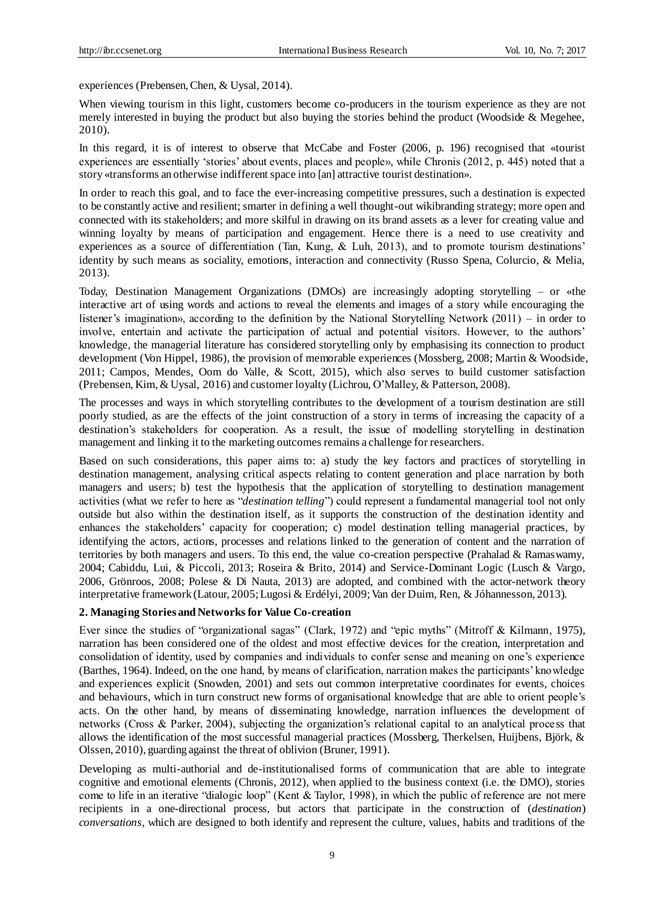experiences (Prebensen, Chen, & Uysal, 2014).

When viewing tourism in this light, customers become co-producers in the tourism experience as they are not merely interested in buying the product but also buying the stories behind the product (Woodside & Megehee, 2010).

In this regard, it is of interest to observe that McCabe and Foster (2006, p. 196) recognised that «tourist experiences are essentially 'stories' about events, places and people», while Chronis (2012, p. 445) noted that a story «transforms an otherwise indifferent space into [an] attractive tourist destination».

In order to reach this goal, and to face the ever-increasing competitive pressures, such a destination is expected to be constantly active and resilient; smarter in defining a well thought-out wikibranding strategy; more open and connected with its stakeholders; and more skilful in drawing on its brand assets as a lever for creating value and winning loyalty by means of participation and engagement. Hence there is a need to use creativity and experiences as a source of differentiation (Tan, Kung, & Luh, 2013), and to promote tourism destinations' identity by such means as sociality, emotions, interaction and connectivity (Russo Spena, Colurcio, & Melia, 2013).

Today, Destination Management Organizations (DMOs) are increasingly adopting storytelling – or «the interactive art of using words and actions to reveal the elements and images of a story while encouraging the listener's imagination», according to the definition by the National Storytelling Network (2011) – in order to involve, entertain and activate the participation of actual and potential visitors. However, to the authors' knowledge, the managerial literature has considered storytelling only by emphasising its connection to product development (Von Hippel, 1986), the provision of memorable experiences (Mossberg, 2008; Martin & Woodside, 2011; Campos, Mendes, Oom do Valle, & Scott, 2015), which also serves to build customer satisfaction (Prebensen, Kim, & Uysal, 2016) and customer loyalty (Lichrou, O'Malley, & Patterson, 2008).

The processes and ways in which storytelling contributes to the development of a tourism destination are still poorly studied, as are the effects of the joint construction of a story in terms of increasing the capacity of a destination's stakeholders for cooperation. As a result, the issue of modelling storytelling in destination management and linking it to the marketing outcomes remains a challenge for researchers.

Based on such considerations, this paper aims to: a) study the key factors and practices of storytelling in destination management, analysing critical aspects relating to content generation and place narration by both managers and users; b) test the hypothesis that the application of storytelling to destination management activities (what we refer to here as "*destination telling*") could represent a fundamental managerial tool not only outside but also within the destination itself, as it supports the construction of the destination identity and enhances the stakeholders' capacity for cooperation; c) model destination telling managerial practices, by identifying the actors, actions, processes and relations linked to the generation of content and the narration of territories by both managers and users. To this end, the value co-creation perspective (Prahalad & Ramaswamy, 2004; Cabiddu, Lui, & Piccoli, 2013; Roseira & Brito, 2014) and Service-Dominant Logic (Lusch & Vargo, 2006, Grönroos, 2008; Polese & Di Nauta, 2013) are adopted, and combined with the actor-network theory interpretative framework (Latour, 2005; Lugosi & Erdélyi, 2009; Van der Duim, Ren, & Jóhannesson, 2013).

## 2. Managing Stories and Networks for Value Co-creation

Ever since the studies of "organizational sagas" (Clark, 1972) and "epic myths" (Mitroff & Kilmann, 1975), narration has been considered one of the oldest and most effective devices for the creation, interpretation and consolidation of identity, used by companies and individuals to confer sense and meaning on one's experience (Barthes, 1964). Indeed, on the one hand, by means of clarification, narration makes the participants' knowledge and experiences explicit (Snowden, 2001) and sets out common interpretative coordinates for events, choices and behaviours, which in turn construct new forms of organisational knowledge that are able to orient people's acts. On the other hand, by means of disseminating knowledge, narration influences the development of networks (Cross & Parker, 2004), subjecting the organization's relational capital to an analytical process that allows the identification of the most successful managerial practices (Mossberg, Therkelsen, Huijbens, Björk, & Olssen, 2010), guarding against the threat of oblivion (Bruner, 1991).

Developing as multi-authorial and de-institutionalised forms of communication that are able to integrate cognitive and emotional elements (Chronis, 2012), when applied to the business context (i.e. the DMO), stories come to life in an iterative "dialogic loop" (Kent & Taylor, 1998), in which the public of reference are not mere recipients in a one-directional process, but actors that participate in the construction of (*destination*) *conversations*, which are designed to both identify and represent the culture, values, habits and traditions of the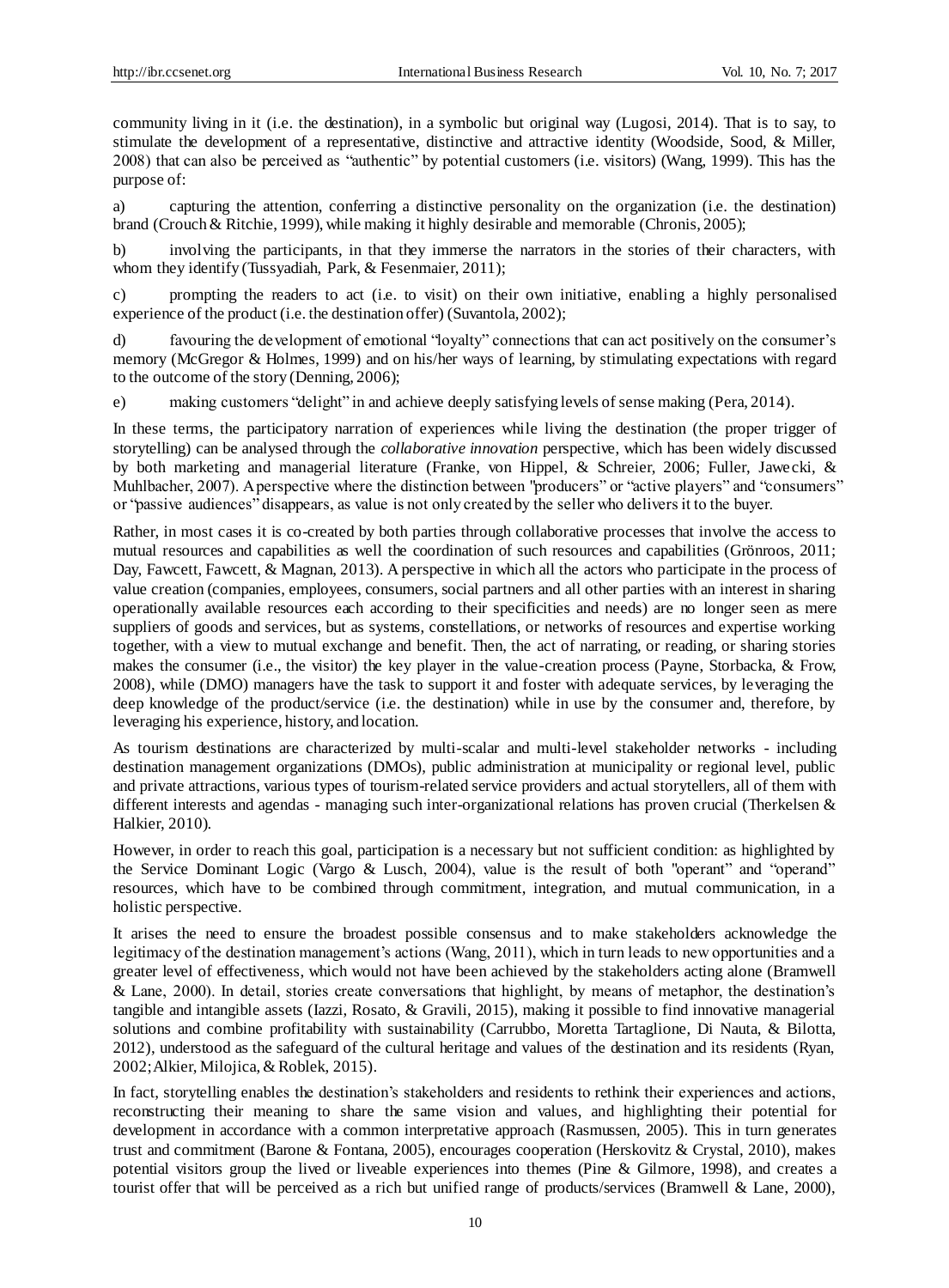community living in it (i.e. the destination), in a symbolic but original way (Lugosi, 2014). That is to say, to stimulate the development of a representative, distinctive and attractive identity (Woodside, Sood, & Miller, 2008) that can also be perceived as "authentic" by potential customers (i.e. visitors) (Wang, 1999). This has the purpose of:

a) capturing the attention, conferring a distinctive personality on the organization (i.e. the destination) brand (Crouch & Ritchie, 1999), while making it highly desirable and memorable (Chronis, 2005);

b) involving the participants, in that they immerse the narrators in the stories of their characters, with whom they identify (Tussyadiah, Park, & Fesenmaier, 2011);

c) prompting the readers to act (i.e. to visit) on their own initiative, enabling a highly personalised experience of the product (i.e. the destination offer) (Suvantola, 2002);

d) favouring the development of emotional "loyalty" connections that can act positively on the consumer's memory (McGregor & Holmes, 1999) and on his/her ways of learning, by stimulating expectations with regard to the outcome of the story (Denning, 2006);

e) making customers "delight" in and achieve deeply satisfying levels of sense making (Pera, 2014).

In these terms, the participatory narration of experiences while living the destination (the proper trigger of storytelling) can be analysed through the *collaborative innovation* perspective, which has been widely discussed by both marketing and managerial literature (Franke, von Hippel, & Schreier, 2006; Fuller, Jawecki, & Muhlbacher, 2007). A perspective where the distinction between "producers" or "active players" and "consumers" or "passive audiences" disappears, as value is not only created by the seller who delivers it to the buyer.

Rather, in most cases it is co-created by both parties through collaborative processes that involve the access to mutual resources and capabilities as well the coordination of such resources and capabilities (Grönroos, 2011; Day, Fawcett, Fawcett, & Magnan, 2013). A perspective in which all the actors who participate in the process of value creation (companies, employees, consumers, social partners and all other parties with an interest in sharing operationally available resources each according to their specificities and needs) are no longer seen as mere suppliers of goods and services, but as systems, constellations, or networks of resources and expertise working together, with a view to mutual exchange and benefit. Then, the act of narrating, or reading, or sharing stories makes the consumer (i.e., the visitor) the key player in the value-creation process (Payne, Storbacka, & Frow, 2008), while (DMO) managers have the task to support it and foster with adequate services, by leveraging the deep knowledge of the product/service (i.e. the destination) while in use by the consumer and, therefore, by leveraging his experience, history, and location.

As tourism destinations are characterized by multi-scalar and multi-level stakeholder networks - including destination management organizations (DMOs), public administration at municipality or regional level, public and private attractions, various types of tourism-related service providers and actual storytellers, all of them with different interests and agendas - managing such inter-organizational relations has proven crucial (Therkelsen & Halkier, 2010).

However, in order to reach this goal, participation is a necessary but not sufficient condition: as highlighted by the Service Dominant Logic (Vargo & Lusch, 2004), value is the result of both "operant" and "operand" resources, which have to be combined through commitment, integration, and mutual communication, in a holistic perspective.

It arises the need to ensure the broadest possible consensus and to make stakeholders acknowledge the legitimacy of the destination management's actions (Wang, 2011), which in turn leads to new opportunities and a greater level of effectiveness, which would not have been achieved by the stakeholders acting alone (Bramwell & Lane, 2000). In detail, stories create conversations that highlight, by means of metaphor, the destination's tangible and intangible assets (Iazzi, Rosato, & Gravili, 2015), making it possible to find innovative managerial solutions and combine profitability with sustainability (Carrubbo, Moretta Tartaglione, Di Nauta, & Bilotta, 2012), understood as the safeguard of the cultural heritage and values of the destination and its residents (Ryan, 2002; Alkier, Milojica, & Roblek, 2015).

In fact, storytelling enables the destination's stakeholders and residents to rethink their experiences and actions, reconstructing their meaning to share the same vision and values, and highlighting their potential for development in accordance with a common interpretative approach (Rasmussen, 2005). This in turn generates trust and commitment (Barone & Fontana, 2005), encourages cooperation (Herskovitz & Crystal, 2010), makes potential visitors group the lived or liveable experiences into themes (Pine & Gilmore, 1998), and creates a tourist offer that will be perceived as a rich but unified range of products/services (Bramwell & Lane, 2000),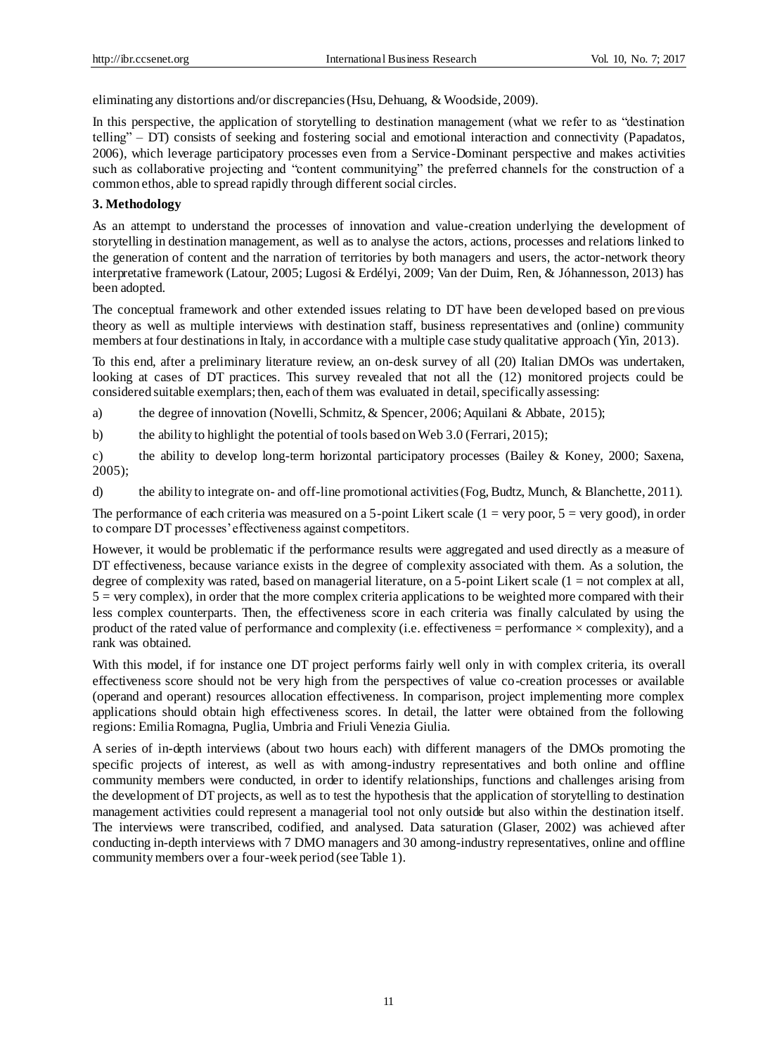eliminating any distortions and/or discrepancies (Hsu, Dehuang, & Woodside, 2009).

In this perspective, the application of storytelling to destination management (what we refer to as "destination telling" – DT) consists of seeking and fostering social and emotional interaction and connectivity (Papadatos, 2006), which leverage participatory processes even from a Service-Dominant perspective and makes activities such as collaborative projecting and "content communitying" the preferred channels for the construction of a common ethos, able to spread rapidly through different social circles.

## 3. Methodology

As an attempt to understand the processes of innovation and value-creation underlying the development of storytelling in destination management, as well as to analyse the actors, actions, processes and relations linked to the generation of content and the narration of territories by both managers and users, the actor-network theory interpretative framework (Latour, 2005; Lugosi & Erdélyi, 2009; Van der Duim, Ren, & Jóhannesson, 2013) has been adopted.

The conceptual framework and other extended issues relating to DT have been developed based on previous theory as well as multiple interviews with destination staff, business representatives and (online) community members at four destinations in Italy, in accordance with a multiple case study qualitative approach (Yin, 2013).

To this end, after a preliminary literature review, an on-desk survey of all (20) Italian DMOs was undertaken, looking at cases of DT practices. This survey revealed that not all the (12) monitored projects could be considered suitable exemplars; then, each of them was evaluated in detail, specifically assessing:

a) the degree of innovation (Novelli, Schmitz, & Spencer, 2006; Aquilani & Abbate, 2015);

b) the ability to highlight the potential of tools based on Web 3.0 (Ferrari, 2015);

c) the ability to develop long-term horizontal participatory processes (Bailey & Koney, 2000; Saxena, 2005);

d) the ability to integrate on- and off-line promotional activities (Fog, Budtz, Munch, & Blanchette, 2011).

The performance of each criteria was measured on a 5-point Likert scale (1 = very poor, 5 = very good), in order to compare DT processes' effectiveness against competitors.

However, it would be problematic if the performance results were aggregated and used directly as a measure of DT effectiveness, because variance exists in the degree of complexity associated with them. As a solution, the degree of complexity was rated, based on managerial literature, on a 5-point Likert scale (1 = not complex at all, 5 = very complex), in order that the more complex criteria applications to be weighted more compared with their less complex counterparts. Then, the effectiveness score in each criteria was finally calculated by using the product of the rated value of performance and complexity (i.e. effectiveness = performance × complexity), and a rank was obtained.

With this model, if for instance one DT project performs fairly well only in with complex criteria, its overall effectiveness score should not be very high from the perspectives of value co-creation processes or available (operand and operant) resources allocation effectiveness. In comparison, project implementing more complex applications should obtain high effectiveness scores. In detail, the latter were obtained from the following regions: Emilia Romagna, Puglia, Umbria and Friuli Venezia Giulia.

A series of in-depth interviews (about two hours each) with different managers of the DMOs promoting the specific projects of interest, as well as with among-industry representatives and both online and offline community members were conducted, in order to identify relationships, functions and challenges arising from the development of DT projects, as well as to test the hypothesis that the application of storytelling to destination management activities could represent a managerial tool not only outside but also within the destination itself. The interviews were transcribed, codified, and analysed. Data saturation (Glaser, 2002) was achieved after conducting in-depth interviews with 7 DMO managers and 30 among-industry representatives, online and offline community members over a four-week period (see Table 1).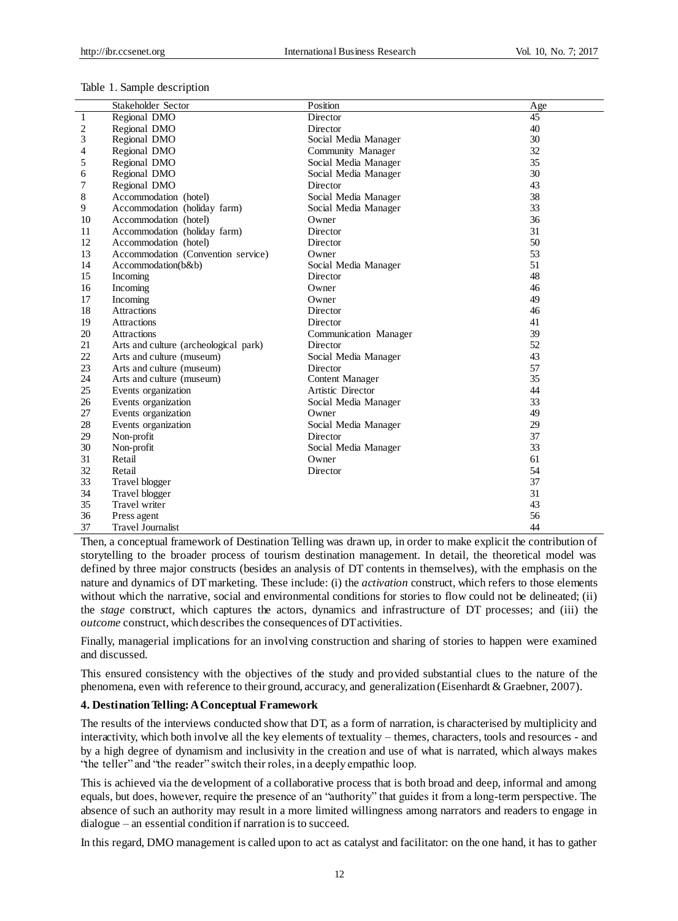Table 1. Sample description

| | Stakeholder Sector | Position | Age |
|---|---|---|---|
| 1 | Regional DMO | Director | 45 |
| 2 | Regional DMO | Director | 40 |
| 3 | Regional DMO | Social Media Manager | 30 |
| 4 | Regional DMO | Community Manager | 32 |
| 5 | Regional DMO | Social Media Manager | 35 |
| 6 | Regional DMO | Social Media Manager | 30 |
| 7 | Regional DMO | Director | 43 |
| 8 | Accommodation (hotel) | Social Media Manager | 38 |
| 9 | Accommodation (holiday farm) | Social Media Manager | 33 |
| 10 | Accommodation (hotel) | Owner | 36 |
| 11 | Accommodation (holiday farm) | Director | 31 |
| 12 | Accommodation (hotel) | Director | 50 |
| 13 | Accommodation (Convention service) | Owner | 53 |
| 14 | Accommodation(b&b) | Social Media Manager | 51 |
| 15 | Incoming | Director | 48 |
| 16 | Incoming | Owner | 46 |
| 17 | Incoming | Owner | 49 |
| 18 | Attractions | Director | 46 |
| 19 | Attractions | Director | 41 |
| 20 | Attractions | Communication Manager | 39 |
| 21 | Arts and culture (archeological park) | Director | 52 |
| 22 | Arts and culture (museum) | Social Media Manager | 43 |
| 23 | Arts and culture (museum) | Director | 57 |
| 24 | Arts and culture (museum) | Content Manager | 35 |
| 25 | Events organization | Artistic Director | 44 |
| 26 | Events organization | Social Media Manager | 33 |
| 27 | Events organization | Owner | 49 |
| 28 | Events organization | Social Media Manager | 29 |
| 29 | Non-profit | Director | 37 |
| 30 | Non-profit | Social Media Manager | 33 |
| 31 | Retail | Owner | 61 |
| 32 | Retail | Director | 54 |
| 33 | Travel blogger | | 37 |
| 34 | Travel blogger | | 31 |
| 35 | Travel writer | | 43 |
| 36 | Press agent | | 56 |
| 37 | Travel Journalist | | 44 |

Then, a conceptual framework of Destination Telling was drawn up, in order to make explicit the contribution of storytelling to the broader process of tourism destination management. In detail, the theoretical model was defined by three major constructs (besides an analysis of DT contents in themselves), with the emphasis on the nature and dynamics of DT marketing. These include: (i) the *activation* construct, which refers to those elements without which the narrative, social and environmental conditions for stories to flow could not be delineated; (ii) the *stage* construct, which captures the actors, dynamics and infrastructure of DT processes; and (iii) the *outcome* construct, which describes the consequences of DT activities.

Finally, managerial implications for an involving construction and sharing of stories to happen were examined and discussed.

This ensured consistency with the objectives of the study and provided substantial clues to the nature of the phenomena, even with reference to their ground, accuracy, and generalization (Eisenhardt & Graebner, 2007).

## 4. Destination Telling: A Conceptual Framework

The results of the interviews conducted show that DT, as a form of narration, is characterised by multiplicity and interactivity, which both involve all the key elements of textuality – themes, characters, tools and resources - and by a high degree of dynamism and inclusivity in the creation and use of what is narrated, which always makes "the teller" and "the reader" switch their roles, in a deeply empathic loop.

This is achieved via the development of a collaborative process that is both broad and deep, informal and among equals, but does, however, require the presence of an "authority" that guides it from a long-term perspective. The absence of such an authority may result in a more limited willingness among narrators and readers to engage in dialogue – an essential condition if narration is to succeed.

In this regard, DMO management is called upon to act as catalyst and facilitator: on the one hand, it has to gather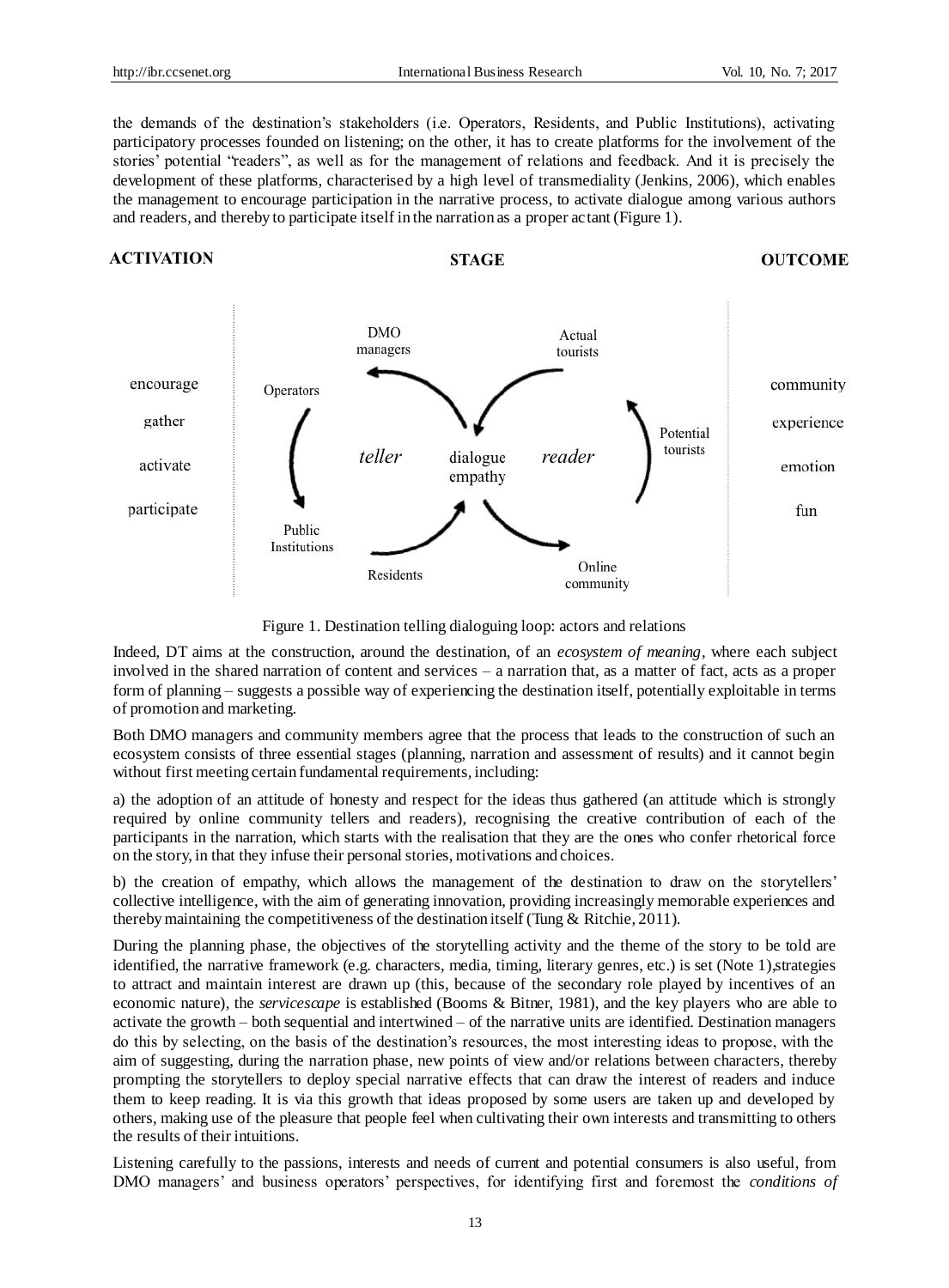the demands of the destination's stakeholders (i.e. Operators, Residents, and Public Institutions), activating participatory processes founded on listening; on the other, it has to create platforms for the involvement of the stories' potential "readers", as well as for the management of relations and feedback. And it is precisely the development of these platforms, characterised by a high level of transmediality (Jenkins, 2006), which enables the management to encourage participation in the narrative process, to activate dialogue among various authors and readers, and thereby to participate itself in the narration as a proper actant (Figure 1).

ACTIVATION

STAGE

OUTCOME

encourage

gather

activate

participate

DMO managers

Actual tourists

Operators

Potential tourists

teller

dialogue

empathy

reader

Public Institutions

Residents

Online community

community

experience

emotion

fun

Figure 1. Destination telling dialoguing loop: actors and relations

Indeed, DT aims at the construction, around the destination, of an *ecosystem of meaning*, where each subject involved in the shared narration of content and services – a narration that, as a matter of fact, acts as a proper form of planning – suggests a possible way of experiencing the destination itself, potentially exploitable in terms of promotion and marketing.

Both DMO managers and community members agree that the process that leads to the construction of such an ecosystem consists of three essential stages (planning, narration and assessment of results) and it cannot begin without first meeting certain fundamental requirements, including:

a) the adoption of an attitude of honesty and respect for the ideas thus gathered (an attitude which is strongly required by online community tellers and readers), recognising the creative contribution of each of the participants in the narration, which starts with the realisation that they are the ones who confer rhetorical force on the story, in that they infuse their personal stories, motivations and choices.

b) the creation of empathy, which allows the management of the destination to draw on the storytellers' collective intelligence, with the aim of generating innovation, providing increasingly memorable experiences and thereby maintaining the competitiveness of the destination itself (Tung & Ritchie, 2011).

During the planning phase, the objectives of the storytelling activity and the theme of the story to be told are identified, the narrative framework (e.g. characters, media, timing, literary genres, etc.) is set (Note 1),strategies to attract and maintain interest are drawn up (this, because of the secondary role played by incentives of an economic nature), the *servicescape* is established (Booms & Bitner, 1981), and the key players who are able to activate the growth – both sequential and intertwined – of the narrative units are identified. Destination managers do this by selecting, on the basis of the destination's resources, the most interesting ideas to propose, with the aim of suggesting, during the narration phase, new points of view and/or relations between characters, thereby prompting the storytellers to deploy special narrative effects that can draw the interest of readers and induce them to keep reading. It is via this growth that ideas proposed by some users are taken up and developed by others, making use of the pleasure that people feel when cultivating their own interests and transmitting to others the results of their intuitions.

Listening carefully to the passions, interests and needs of current and potential consumers is also useful, from DMO managers' and business operators' perspectives, for identifying first and foremost the *conditions of*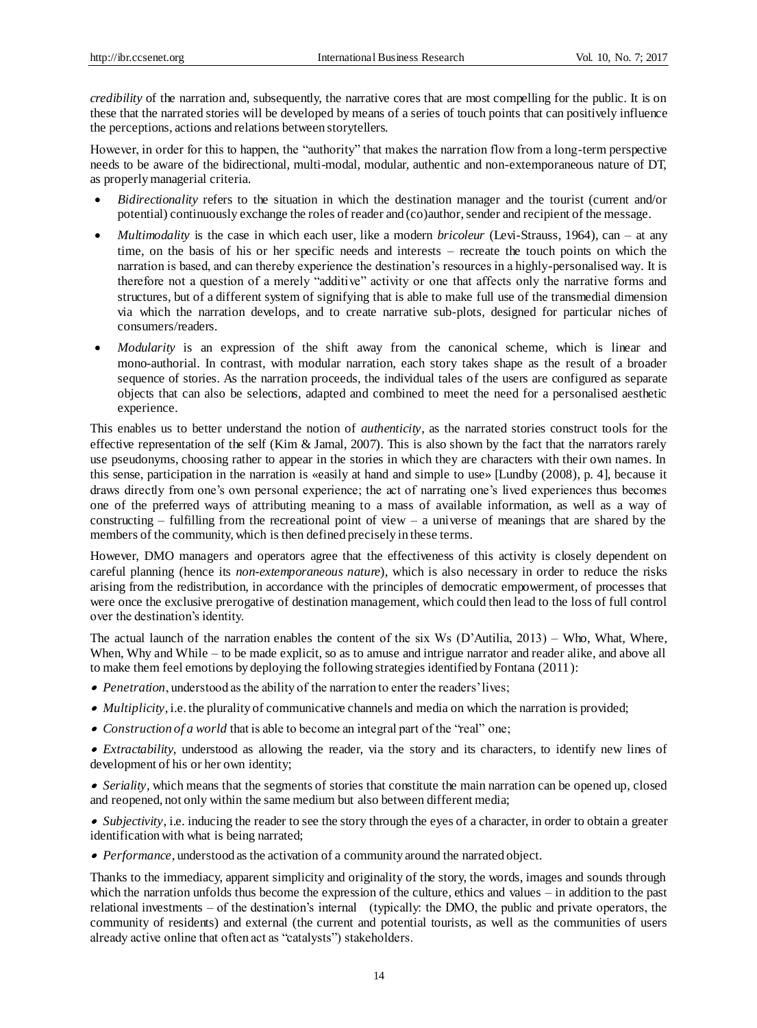*credibility* of the narration and, subsequently, the narrative cores that are most compelling for the public. It is on these that the narrated stories will be developed by means of a series of touch points that can positively influence the perceptions, actions and relations between storytellers.

However, in order for this to happen, the "authority" that makes the narration flow from a long-term perspective needs to be aware of the bidirectional, multi-modal, modular, authentic and non-extemporaneous nature of DT, as properly managerial criteria.

- *Bidirectionality* refers to the situation in which the destination manager and the tourist (current and/or potential) continuously exchange the roles of reader and (co)author, sender and recipient of the message.
- *Multimodality* is the case in which each user, like a modern *bricoleur* (Levi-Strauss, 1964), can – at any time, on the basis of his or her specific needs and interests – recreate the touch points on which the narration is based, and can thereby experience the destination's resources in a highly-personalised way. It is therefore not a question of a merely "additive" activity or one that affects only the narrative forms and structures, but of a different system of signifying that is able to make full use of the transmedial dimension via which the narration develops, and to create narrative sub-plots, designed for particular niches of consumers/readers.
- *Modularity* is an expression of the shift away from the canonical scheme, which is linear and mono-authorial. In contrast, with modular narration, each story takes shape as the result of a broader sequence of stories. As the narration proceeds, the individual tales of the users are configured as separate objects that can also be selections, adapted and combined to meet the need for a personalised aesthetic experience.

This enables us to better understand the notion of *authenticity*, as the narrated stories construct tools for the effective representation of the self (Kim & Jamal, 2007). This is also shown by the fact that the narrators rarely use pseudonyms, choosing rather to appear in the stories in which they are characters with their own names. In this sense, participation in the narration is «easily at hand and simple to use» [Lundby (2008), p. 4], because it draws directly from one's own personal experience; the act of narrating one's lived experiences thus becomes one of the preferred ways of attributing meaning to a mass of available information, as well as a way of constructing – fulfilling from the recreational point of view – a universe of meanings that are shared by the members of the community, which is then defined precisely in these terms.

However, DMO managers and operators agree that the effectiveness of this activity is closely dependent on careful planning (hence its *non-extemporaneous nature*), which is also necessary in order to reduce the risks arising from the redistribution, in accordance with the principles of democratic empowerment, of processes that were once the exclusive prerogative of destination management, which could then lead to the loss of full control over the destination's identity.

The actual launch of the narration enables the content of the six Ws (D'Autilia, 2013) – Who, What, Where, When, Why and While – to be made explicit, so as to amuse and intrigue narrator and reader alike, and above all to make them feel emotions by deploying the following strategies identified by Fontana (2011):

- *Penetration*, understood as the ability of the narration to enter the readers' lives;
- *Multiplicity*, i.e. the plurality of communicative channels and media on which the narration is provided;
- *Construction of a world* that is able to become an integral part of the "real" one;
- *Extractability,* understood as allowing the reader, via the story and its characters, to identify new lines of development of his or her own identity;
- *Seriality*, which means that the segments of stories that constitute the main narration can be opened up, closed and reopened, not only within the same medium but also between different media;
- *Subjectivity*, i.e. inducing the reader to see the story through the eyes of a character, in order to obtain a greater identification with what is being narrated;
- *Performance*, understood as the activation of a community around the narrated object.

Thanks to the immediacy, apparent simplicity and originality of the story, the words, images and sounds through which the narration unfolds thus become the expression of the culture, ethics and values – in addition to the past relational investments – of the destination's internal (typically: the DMO, the public and private operators, the community of residents) and external (the current and potential tourists, as well as the communities of users already active online that often act as "catalysts") stakeholders.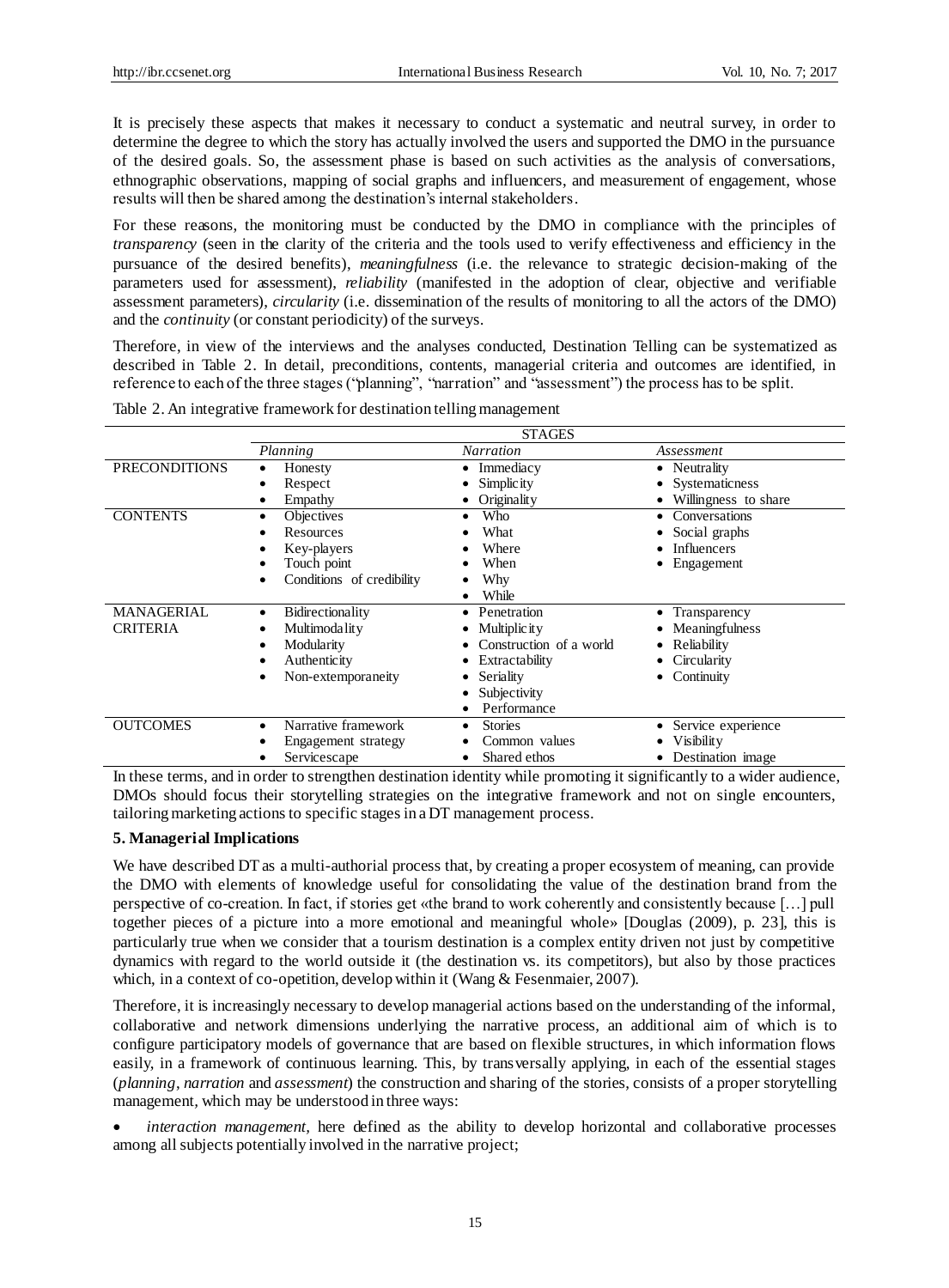It is precisely these aspects that makes it necessary to conduct a systematic and neutral survey, in order to determine the degree to which the story has actually involved the users and supported the DMO in the pursuance of the desired goals. So, the assessment phase is based on such activities as the analysis of conversations, ethnographic observations, mapping of social graphs and influencers, and measurement of engagement, whose results will then be shared among the destination's internal stakeholders.

For these reasons, the monitoring must be conducted by the DMO in compliance with the principles of *transparency* (seen in the clarity of the criteria and the tools used to verify effectiveness and efficiency in the pursuance of the desired benefits), *meaningfulness* (i.e. the relevance to strategic decision-making of the parameters used for assessment), *reliability* (manifested in the adoption of clear, objective and verifiable assessment parameters), *circularity* (i.e. dissemination of the results of monitoring to all the actors of the DMO) and the *continuity* (or constant periodicity) of the surveys.

Therefore, in view of the interviews and the analyses conducted, Destination Telling can be systematized as described in Table 2. In detail, preconditions, contents, managerial criteria and outcomes are identified, in reference to each of the three stages ("planning", "narration" and "assessment") the process has to be split.

Table 2. An integrative framework for destination telling management

| | STAGES | | |
|---|---|---|---|
| | *Planning* | *Narration* | *Assessment* |
| PRECONDITIONS | • Honesty<br>• Respect<br>• Empathy | • Immediacy<br>• Simplicity<br>• Originality | • Neutrality<br>• Systematicness<br>• Willingness to share |
| CONTENTS | • Objectives<br>• Resources<br>• Key-players<br>• Touch point<br>• Conditions of credibility | • Who<br>• What<br>• Where<br>• When<br>• Why<br>• While | • Conversations<br>• Social graphs<br>• Influencers<br>• Engagement |
| MANAGERIAL CRITERIA | • Bidirectionality<br>• Multimodality<br>• Modularity<br>• Authenticity<br>• Non-extemporaneity | • Penetration<br>• Multiplicity<br>• Construction of a world<br>• Extractability<br>• Seriality<br>• Subjectivity<br>• Performance | • Transparency<br>• Meaningfulness<br>• Reliability<br>• Circularity<br>• Continuity |
| OUTCOMES | • Narrative framework<br>• Engagement strategy<br>• Servicescape | • Stories<br>• Common values<br>• Shared ethos | • Service experience<br>• Visibility<br>• Destination image |

In these terms, and in order to strengthen destination identity while promoting it significantly to a wider audience, DMOs should focus their storytelling strategies on the integrative framework and not on single encounters, tailoring marketing actions to specific stages in a DT management process.

## 5. Managerial Implications

We have described DT as a multi-authorial process that, by creating a proper ecosystem of meaning, can provide the DMO with elements of knowledge useful for consolidating the value of the destination brand from the perspective of co-creation. In fact, if stories get «the brand to work coherently and consistently because […] pull together pieces of a picture into a more emotional and meaningful whole» [Douglas (2009), p. 23], this is particularly true when we consider that a tourism destination is a complex entity driven not just by competitive dynamics with regard to the world outside it (the destination vs. its competitors), but also by those practices which, in a context of co-opetition, develop within it (Wang & Fesenmaier, 2007).

Therefore, it is increasingly necessary to develop managerial actions based on the understanding of the informal, collaborative and network dimensions underlying the narrative process, an additional aim of which is to configure participatory models of governance that are based on flexible structures, in which information flows easily, in a framework of continuous learning. This, by transversally applying, in each of the essential stages (*planning*, *narration* and *assessment*) the construction and sharing of the stories, consists of a proper storytelling management, which may be understood in three ways:

- *interaction management*, here defined as the ability to develop horizontal and collaborative processes among all subjects potentially involved in the narrative project;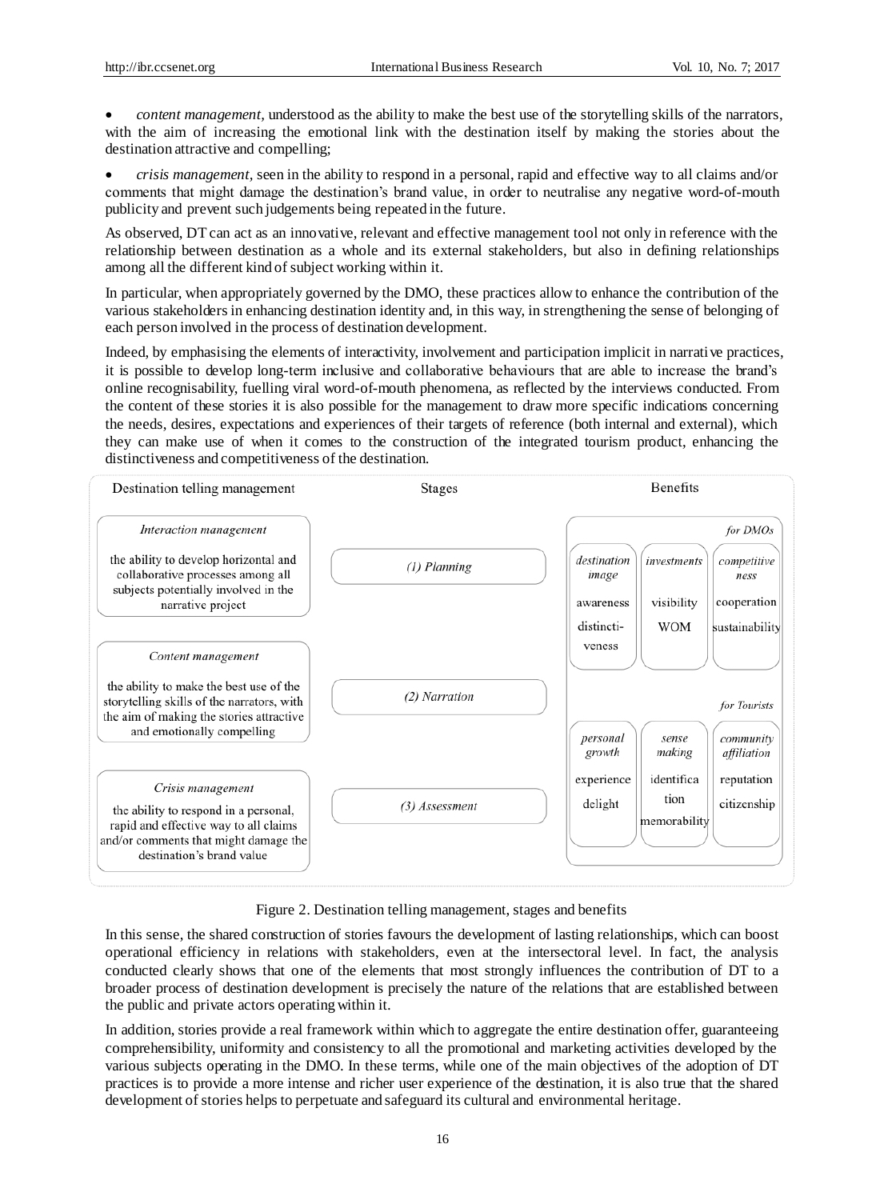- *content management*, understood as the ability to make the best use of the storytelling skills of the narrators, with the aim of increasing the emotional link with the destination itself by making the stories about the destination attractive and compelling;
- *crisis management*, seen in the ability to respond in a personal, rapid and effective way to all claims and/or comments that might damage the destination's brand value, in order to neutralise any negative word-of-mouth publicity and prevent such judgements being repeated in the future.

As observed, DT can act as an innovative, relevant and effective management tool not only in reference with the relationship between destination as a whole and its external stakeholders, but also in defining relationships among all the different kind of subject working within it.

In particular, when appropriately governed by the DMO, these practices allow to enhance the contribution of the various stakeholders in enhancing destination identity and, in this way, in strengthening the sense of belonging of each person involved in the process of destination development.

Indeed, by emphasising the elements of interactivity, involvement and participation implicit in narrative practices, it is possible to develop long-term inclusive and collaborative behaviours that are able to increase the brand's online recognisability, fuelling viral word-of-mouth phenomena, as reflected by the interviews conducted. From the content of these stories it is also possible for the management to draw more specific indications concerning the needs, desires, expectations and experiences of their targets of reference (both internal and external), which they can make use of when it comes to the construction of the integrated tourism product, enhancing the distinctiveness and competitiveness of the destination.

| Destination telling management | Stages | Benefits |
|---|---|---|
| *Interaction management*<br>the ability to develop horizontal and collaborative processes among all subjects potentially involved in the narrative project | (1) Planning | *for DMOs*<br>*destination image*: awareness, distinctiveness<br>*investments*: visibility, WOM<br>*competitiveness*: cooperation, sustainability |
| *Content management*<br>the ability to make the best use of the storytelling skills of the narrators, with the aim of making the stories attractive and emotionally compelling | (2) Narration | *for Tourists*<br>*personal growth*: experience, delight<br>*sense making*: identification, memorability<br>*community affiliation*: reputation, citizenship |
| *Crisis management*<br>the ability to respond in a personal, rapid and effective way to all claims and/or comments that might damage the destination's brand value | (3) Assessment | |

Figure 2. Destination telling management, stages and benefits

In this sense, the shared construction of stories favours the development of lasting relationships, which can boost operational efficiency in relations with stakeholders, even at the intersectoral level. In fact, the analysis conducted clearly shows that one of the elements that most strongly influences the contribution of DT to a broader process of destination development is precisely the nature of the relations that are established between the public and private actors operating within it.

In addition, stories provide a real framework within which to aggregate the entire destination offer, guaranteeing comprehensibility, uniformity and consistency to all the promotional and marketing activities developed by the various subjects operating in the DMO. In these terms, while one of the main objectives of the adoption of DT practices is to provide a more intense and richer user experience of the destination, it is also true that the shared development of stories helps to perpetuate and safeguard its cultural and environmental heritage.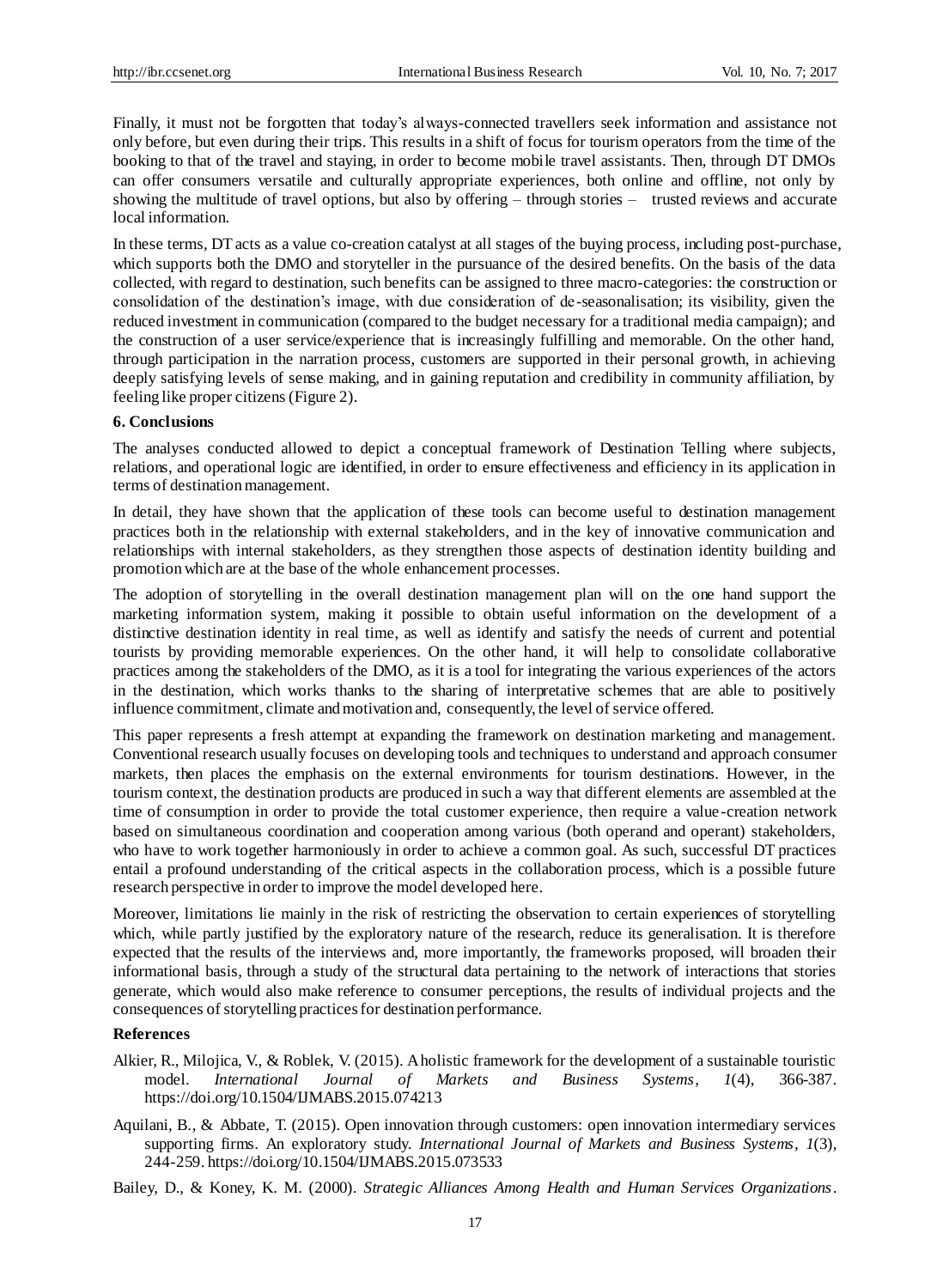Finally, it must not be forgotten that today's always-connected travellers seek information and assistance not only before, but even during their trips. This results in a shift of focus for tourism operators from the time of the booking to that of the travel and staying, in order to become mobile travel assistants. Then, through DT DMOs can offer consumers versatile and culturally appropriate experiences, both online and offline, not only by showing the multitude of travel options, but also by offering – through stories – trusted reviews and accurate local information.

In these terms, DT acts as a value co-creation catalyst at all stages of the buying process, including post-purchase, which supports both the DMO and storyteller in the pursuance of the desired benefits. On the basis of the data collected, with regard to destination, such benefits can be assigned to three macro-categories: the construction or consolidation of the destination's image, with due consideration of de-seasonalisation; its visibility, given the reduced investment in communication (compared to the budget necessary for a traditional media campaign); and the construction of a user service/experience that is increasingly fulfilling and memorable. On the other hand, through participation in the narration process, customers are supported in their personal growth, in achieving deeply satisfying levels of sense making, and in gaining reputation and credibility in community affiliation, by feeling like proper citizens (Figure 2).

## 6. Conclusions

The analyses conducted allowed to depict a conceptual framework of Destination Telling where subjects, relations, and operational logic are identified, in order to ensure effectiveness and efficiency in its application in terms of destination management.

In detail, they have shown that the application of these tools can become useful to destination management practices both in the relationship with external stakeholders, and in the key of innovative communication and relationships with internal stakeholders, as they strengthen those aspects of destination identity building and promotion which are at the base of the whole enhancement processes.

The adoption of storytelling in the overall destination management plan will on the one hand support the marketing information system, making it possible to obtain useful information on the development of a distinctive destination identity in real time, as well as identify and satisfy the needs of current and potential tourists by providing memorable experiences. On the other hand, it will help to consolidate collaborative practices among the stakeholders of the DMO, as it is a tool for integrating the various experiences of the actors in the destination, which works thanks to the sharing of interpretative schemes that are able to positively influence commitment, climate and motivation and, consequently, the level of service offered.

This paper represents a fresh attempt at expanding the framework on destination marketing and management. Conventional research usually focuses on developing tools and techniques to understand and approach consumer markets, then places the emphasis on the external environments for tourism destinations. However, in the tourism context, the destination products are produced in such a way that different elements are assembled at the time of consumption in order to provide the total customer experience, then require a value-creation network based on simultaneous coordination and cooperation among various (both operand and operant) stakeholders, who have to work together harmoniously in order to achieve a common goal. As such, successful DT practices entail a profound understanding of the critical aspects in the collaboration process, which is a possible future research perspective in order to improve the model developed here.

Moreover, limitations lie mainly in the risk of restricting the observation to certain experiences of storytelling which, while partly justified by the exploratory nature of the research, reduce its generalisation. It is therefore expected that the results of the interviews and, more importantly, the frameworks proposed, will broaden their informational basis, through a study of the structural data pertaining to the network of interactions that stories generate, which would also make reference to consumer perceptions, the results of individual projects and the consequences of storytelling practices for destination performance.

## References

Alkier, R., Milojica, V., & Roblek, V. (2015). A holistic framework for the development of a sustainable touristic model. *International Journal of Markets and Business Systems*, *1*(4), 366-387. https://doi.org/10.1504/IJMABS.2015.074213

Aquilani, B., & Abbate, T. (2015). Open innovation through customers: open innovation intermediary services supporting firms. An exploratory study. *International Journal of Markets and Business Systems*, *1*(3), 244-259. https://doi.org/10.1504/IJMABS.2015.073533

Bailey, D., & Koney, K. M. (2000). *Strategic Alliances Among Health and Human Services Organizations*.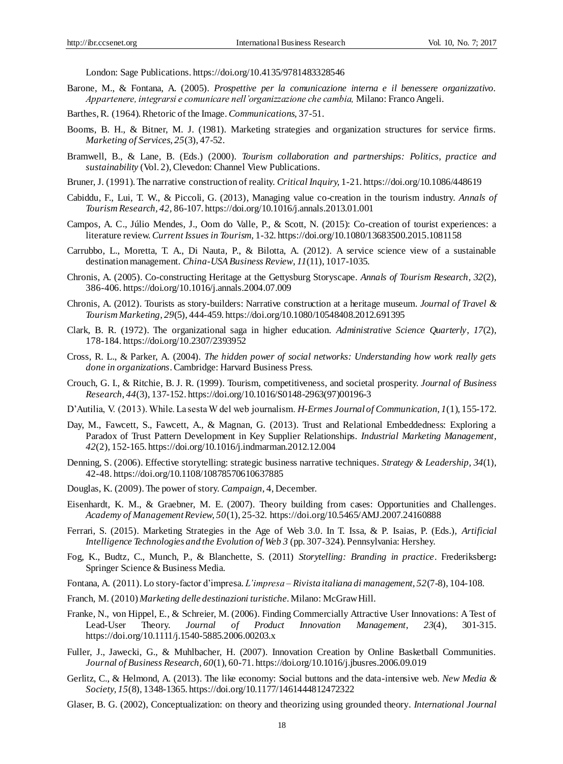London: Sage Publications. https://doi.org/10.4135/9781483328546

Barone, M., & Fontana, A. (2005). *Prospettive per la comunicazione interna e il benessere organizzativo. Appartenere, integrarsi e comunicare nell'organizzazione che cambia,* Milano: Franco Angeli.

Barthes, R. (1964). Rhetoric of the Image. *Communications,* 37-51.

Booms, B. H., & Bitner, M. J. (1981). Marketing strategies and organization structures for service firms. *Marketing of Services, 25*(3), 47-52.

Bramwell, B., & Lane, B. (Eds.) (2000). *Tourism collaboration and partnerships: Politics, practice and sustainability* (Vol. 2), Clevedon: Channel View Publications.

Bruner, J. (1991). The narrative construction of reality. *Critical Inquiry,* 1-21. https://doi.org/10.1086/448619

Cabiddu, F., Lui, T. W., & Piccoli, G. (2013), Managing value co-creation in the tourism industry. *Annals of Tourism Research, 42,* 86-107. https://doi.org/10.1016/j.annals.2013.01.001

Campos, A. C., Júlio Mendes, J., Oom do Valle, P., & Scott, N. (2015): Co-creation of tourist experiences: a literature review. *Current Issues in Tourism,* 1-32. https://doi.org/10.1080/13683500.2015.1081158

Carrubbo, L., Moretta, T. A., Di Nauta, P., & Bilotta, A. (2012). A service science view of a sustainable destination management. *China-USA Business Review, 11*(11), 1017-1035.

Chronis, A. (2005). Co-constructing Heritage at the Gettysburg Storyscape. *Annals of Tourism Research, 32*(2), 386-406. https://doi.org/10.1016/j.annals.2004.07.009

Chronis, A. (2012). Tourists as story-builders: Narrative construction at a heritage museum. *Journal of Travel & Tourism Marketing, 29*(5), 444-459. https://doi.org/10.1080/10548408.2012.691395

Clark, B. R. (1972). The organizational saga in higher education. *Administrative Science Quarterly, 17*(2), 178-184. https://doi.org/10.2307/2393952

Cross, R. L., & Parker, A. (2004). *The hidden power of social networks: Understanding how work really gets done in organizations.* Cambridge: Harvard Business Press.

Crouch, G. I., & Ritchie, B. J. R. (1999). Tourism, competitiveness, and societal prosperity. *Journal of Business Research, 44*(3), 137-152. https://doi.org/10.1016/S0148-2963(97)00196-3

D'Autilia, V. (2013). While. La sesta W del web journalism. *H-Ermes Journal of Communication, 1*(1), 155-172.

Day, M., Fawcett, S., Fawcett, A., & Magnan, G. (2013). Trust and Relational Embeddedness: Exploring a Paradox of Trust Pattern Development in Key Supplier Relationships. *Industrial Marketing Management, 42*(2), 152-165. https://doi.org/10.1016/j.indmarman.2012.12.004

Denning, S. (2006). Effective storytelling: strategic business narrative techniques. *Strategy & Leadership, 34*(1), 42-48. https://doi.org/10.1108/10878570610637885

Douglas, K. (2009). The power of story. *Campaign,* 4, December.

Eisenhardt, K. M., & Graebner, M. E. (2007). Theory building from cases: Opportunities and Challenges. *Academy of Management Review, 50*(1), 25-32. https://doi.org/10.5465/AMJ.2007.24160888

Ferrari, S. (2015). Marketing Strategies in the Age of Web 3.0. In T. Issa, & P. Isaias, P. (Eds.), *Artificial Intelligence Technologies and the Evolution of Web 3* (pp. 307-324). Pennsylvania: Hershey.

Fog, K., Budtz, C., Munch, P., & Blanchette, S. (2011) *Storytelling: Branding in practice.* Frederiksberg**:** Springer Science & Business Media.

Fontana, A. (2011). Lo story-factor d'impresa. *L'impresa – Rivista italiana di management, 52*(7-8), 104-108.

Franch, M. (2010) *Marketing delle destinazioni turistiche.* Milano: McGraw Hill.

Franke, N., von Hippel, E., & Schreier, M. (2006). Finding Commercially Attractive User Innovations: A Test of Lead-User Theory. *Journal of Product Innovation Management, 23*(4), 301-315. https://doi.org/10.1111/j.1540-5885.2006.00203.x

Fuller, J., Jawecki, G., & Muhlbacher, H. (2007). Innovation Creation by Online Basketball Communities. *Journal of Business Research, 60*(1), 60-71. https://doi.org/10.1016/j.jbusres.2006.09.019

Gerlitz, C., & Helmond, A. (2013). The like economy: Social buttons and the data-intensive web. *New Media & Society, 15*(8), 1348-1365. https://doi.org/10.1177/1461444812472322

Glaser, B. G. (2002), Conceptualization: on theory and theorizing using grounded theory. *International Journal*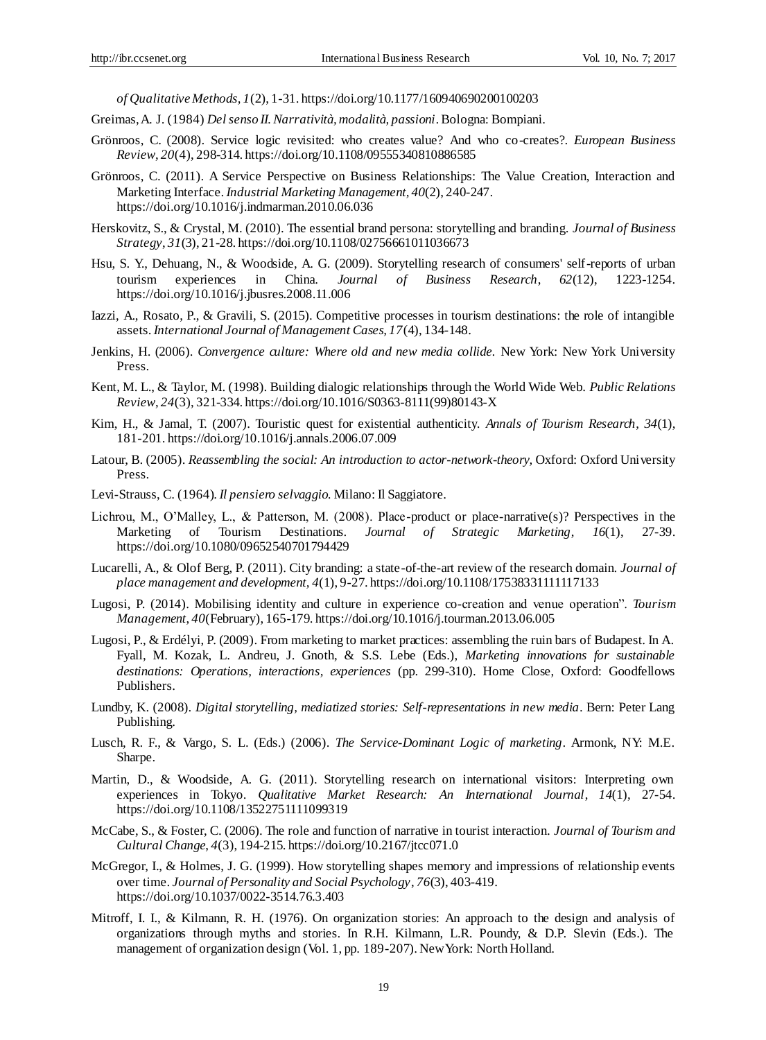*of Qualitative Methods, 1*(2), 1-31. https://doi.org/10.1177/160940690200100203

Greimas, A. J. (1984) *Del senso II. Narratività, modalità, passioni*. Bologna: Bompiani.

Grönroos, C. (2008). Service logic revisited: who creates value? And who co-creates?. *European Business Review, 20*(4), 298-314. https://doi.org/10.1108/09555340810886585

Grönroos, C. (2011). A Service Perspective on Business Relationships: The Value Creation, Interaction and Marketing Interface. *Industrial Marketing Management, 40*(2), 240-247. https://doi.org/10.1016/j.indmarman.2010.06.036

Herskovitz, S., & Crystal, M. (2010). The essential brand persona: storytelling and branding. *Journal of Business Strategy, 31*(3), 21-28. https://doi.org/10.1108/02756661011036673

Hsu, S. Y., Dehuang, N., & Woodside, A. G. (2009). Storytelling research of consumers' self-reports of urban tourism experiences in China. *Journal of Business Research, 62*(12), 1223-1254. https://doi.org/10.1016/j.jbusres.2008.11.006

Iazzi, A., Rosato, P., & Gravili, S. (2015). Competitive processes in tourism destinations: the role of intangible assets. *International Journal of Management Cases, 17*(4), 134-148.

Jenkins, H. (2006). *Convergence culture: Where old and new media collide.* New York: New York University Press.

Kent, M. L., & Taylor, M. (1998). Building dialogic relationships through the World Wide Web. *Public Relations Review, 24*(3), 321-334. https://doi.org/10.1016/S0363-8111(99)80143-X

Kim, H., & Jamal, T. (2007). Touristic quest for existential authenticity. *Annals of Tourism Research, 34*(1), 181-201. https://doi.org/10.1016/j.annals.2006.07.009

Latour, B. (2005). *Reassembling the social: An introduction to actor-network-theory,* Oxford: Oxford University Press.

Levi-Strauss, C. (1964). *Il pensiero selvaggio.* Milano: Il Saggiatore.

Lichrou, M., O'Malley, L., & Patterson, M. (2008). Place-product or place-narrative(s)? Perspectives in the Marketing of Tourism Destinations. *Journal of Strategic Marketing, 16*(1), 27-39. https://doi.org/10.1080/09652540701794429

Lucarelli, A., & Olof Berg, P. (2011). City branding: a state-of-the-art review of the research domain. *Journal of place management and development, 4*(1), 9-27. https://doi.org/10.1108/17538331111117133

Lugosi, P. (2014). Mobilising identity and culture in experience co-creation and venue operation". *Tourism Management, 40*(February), 165-179. https://doi.org/10.1016/j.tourman.2013.06.005

Lugosi, P., & Erdélyi, P. (2009). From marketing to market practices: assembling the ruin bars of Budapest. In A. Fyall, M. Kozak, L. Andreu, J. Gnoth, & S.S. Lebe (Eds.), *Marketing innovations for sustainable destinations: Operations, interactions, experiences* (pp. 299-310). Home Close, Oxford: Goodfellows Publishers.

Lundby, K. (2008). *Digital storytelling, mediatized stories: Self-representations in new media*. Bern: Peter Lang Publishing.

Lusch, R. F., & Vargo, S. L. (Eds.) (2006). *The Service-Dominant Logic of marketing*. Armonk, NY: M.E. Sharpe.

Martin, D., & Woodside, A. G. (2011). Storytelling research on international visitors: Interpreting own experiences in Tokyo. *Qualitative Market Research: An International Journal, 14*(1), 27-54. https://doi.org/10.1108/13522751111099319

McCabe, S., & Foster, C. (2006). The role and function of narrative in tourist interaction. *Journal of Tourism and Cultural Change, 4*(3), 194-215. https://doi.org/10.2167/jtcc071.0

McGregor, I., & Holmes, J. G. (1999). How storytelling shapes memory and impressions of relationship events over time. *Journal of Personality and Social Psychology, 76*(3), 403-419. https://doi.org/10.1037/0022-3514.76.3.403

Mitroff, I. I., & Kilmann, R. H. (1976). On organization stories: An approach to the design and analysis of organizations through myths and stories. In R.H. Kilmann, L.R. Poundy, & D.P. Slevin (Eds.). The management of organization design (Vol. 1, pp. 189-207). New York: North Holland.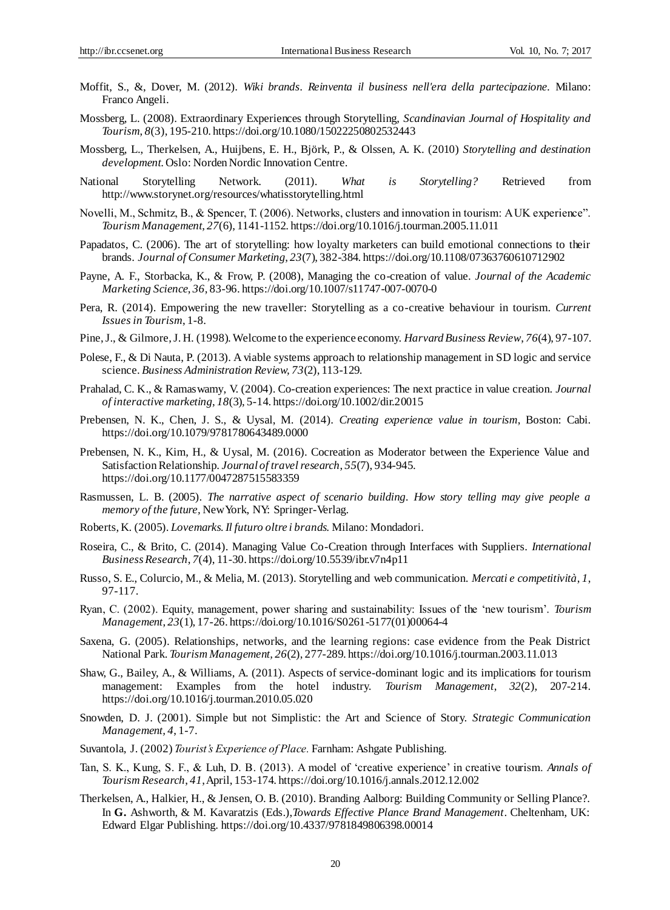Moffit, S., &, Dover, M. (2012). *Wiki brands. Reinventa il business nell'era della partecipazione*. Milano: Franco Angeli.

Mossberg, L. (2008). Extraordinary Experiences through Storytelling, *Scandinavian Journal of Hospitality and Tourism*, *8*(3), 195-210. https://doi.org/10.1080/15022250802532443

Mossberg, L., Therkelsen, A., Huijbens, E. H., Björk, P., & Olssen, A. K. (2010) *Storytelling and destination development*. Oslo: Norden Nordic Innovation Centre.

National Storytelling Network. (2011). *What is Storytelling?* Retrieved from http://www.storynet.org/resources/whatisstorytelling.html

Novelli, M., Schmitz, B., & Spencer, T. (2006). Networks, clusters and innovation in tourism: A UK experience". *Tourism Management*, *27*(6), 1141-1152. https://doi.org/10.1016/j.tourman.2005.11.011

Papadatos, C. (2006). The art of storytelling: how loyalty marketers can build emotional connections to their brands. *Journal of Consumer Marketing*, *23*(7), 382-384. https://doi.org/10.1108/07363760610712902

Payne, A. F., Storbacka, K., & Frow, P. (2008), Managing the co-creation of value. *Journal of the Academic Marketing Science*, *36*, 83-96. https://doi.org/10.1007/s11747-007-0070-0

Pera, R. (2014). Empowering the new traveller: Storytelling as a co-creative behaviour in tourism. *Current Issues in Tourism*, 1-8.

Pine, J., & Gilmore, J. H. (1998). Welcome to the experience economy. *Harvard Business Review*, *76*(4), 97-107.

Polese, F., & Di Nauta, P. (2013). A viable systems approach to relationship management in SD logic and service science. *Business Administration Review, 73*(2), 113-129.

Prahalad, C. K., & Ramaswamy, V. (2004). Co-creation experiences: The next practice in value creation. *Journal of interactive marketing*, *18*(3), 5-14. https://doi.org/10.1002/dir.20015

Prebensen, N. K., Chen, J. S., & Uysal, M. (2014). *Creating experience value in tourism*, Boston: Cabi. https://doi.org/10.1079/9781780643489.0000

Prebensen, N. K., Kim, H., & Uysal, M. (2016). Cocreation as Moderator between the Experience Value and Satisfaction Relationship. *Journal of travel research*, *55*(7), 934-945. https://doi.org/10.1177/0047287515583359

Rasmussen, L. B. (2005). *The narrative aspect of scenario building. How story telling may give people a memory of the future,* New York, NY: Springer-Verlag.

Roberts, K. (2005). *Lovemarks. Il futuro oltre i brands*. Milano: Mondadori.

Roseira, C., & Brito, C. (2014). Managing Value Co-Creation through Interfaces with Suppliers. *International Business Research*, *7*(4), 11-30. https://doi.org/10.5539/ibr.v7n4p11

Russo, S. E., Colurcio, M., & Melia, M. (2013). Storytelling and web communication. *Mercati e competitività*, *1*, 97-117.

Ryan, C. (2002). Equity, management, power sharing and sustainability: Issues of the 'new tourism'. *Tourism Management*, *23*(1), 17-26. https://doi.org/10.1016/S0261-5177(01)00064-4

Saxena, G. (2005). Relationships, networks, and the learning regions: case evidence from the Peak District National Park. *Tourism Management, 26*(2), 277-289. https://doi.org/10.1016/j.tourman.2003.11.013

Shaw, G., Bailey, A., & Williams, A. (2011). Aspects of service-dominant logic and its implications for tourism management: Examples from the hotel industry. *Tourism Management*, *32*(2), 207-214. https://doi.org/10.1016/j.tourman.2010.05.020

Snowden, D. J. (2001). Simple but not Simplistic: the Art and Science of Story. *Strategic Communication Management*, *4*, 1-7.

Suvantola, J. (2002) *Tourist's Experience of Place*. Farnham: Ashgate Publishing.

Tan, S. K., Kung, S. F., & Luh, D. B. (2013). A model of 'creative experience' in creative tourism. *Annals of Tourism Research*, *41*, April, 153-174. https://doi.org/10.1016/j.annals.2012.12.002

Therkelsen, A., Halkier, H., & Jensen, O. B. (2010). Branding Aalborg: Building Community or Selling Plance?. In **G.** Ashworth, & M. Kavaratzis (Eds.),*Towards Effective Plance Brand Management*. Cheltenham, UK: Edward Elgar Publishing. https://doi.org/10.4337/9781849806398.00014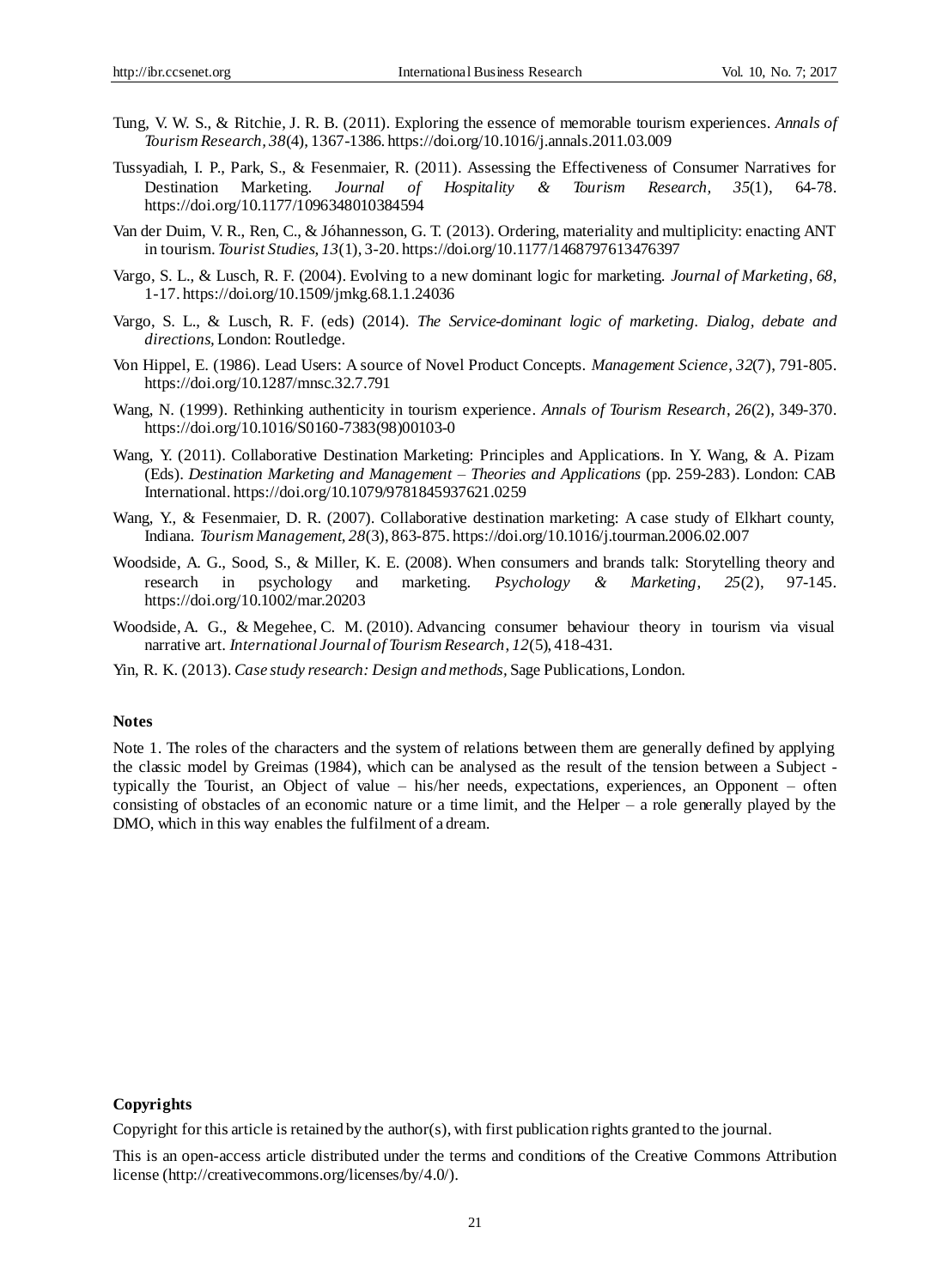Tung, V. W. S., & Ritchie, J. R. B. (2011). Exploring the essence of memorable tourism experiences. *Annals of Tourism Research*, *38*(4), 1367-1386. https://doi.org/10.1016/j.annals.2011.03.009

Tussyadiah, I. P., Park, S., & Fesenmaier, R. (2011). Assessing the Effectiveness of Consumer Narratives for Destination Marketing. *Journal of Hospitality & Tourism Research*, *35*(1), 64-78. https://doi.org/10.1177/1096348010384594

Van der Duim, V. R., Ren, C., & Jóhannesson, G. T. (2013). Ordering, materiality and multiplicity: enacting ANT in tourism. *Tourist Studies*, *13*(1), 3-20. https://doi.org/10.1177/1468797613476397

Vargo, S. L., & Lusch, R. F. (2004). Evolving to a new dominant logic for marketing. *Journal of Marketing*, *68*, 1-17. https://doi.org/10.1509/jmkg.68.1.1.24036

Vargo, S. L., & Lusch, R. F. (eds) (2014). *The Service-dominant logic of marketing. Dialog, debate and directions*, London: Routledge.

Von Hippel, E. (1986). Lead Users: A source of Novel Product Concepts. *Management Science*, *32*(7), 791-805. https://doi.org/10.1287/mnsc.32.7.791

Wang, N. (1999). Rethinking authenticity in tourism experience. *Annals of Tourism Research*, *26*(2), 349-370. https://doi.org/10.1016/S0160-7383(98)00103-0

Wang, Y. (2011). Collaborative Destination Marketing: Principles and Applications. In Y. Wang, & A. Pizam (Eds). *Destination Marketing and Management – Theories and Applications* (pp. 259-283). London: CAB International. https://doi.org/10.1079/9781845937621.0259

Wang, Y., & Fesenmaier, D. R. (2007). Collaborative destination marketing: A case study of Elkhart county, Indiana. *Tourism Management*, *28*(3), 863-875. https://doi.org/10.1016/j.tourman.2006.02.007

Woodside, A. G., Sood, S., & Miller, K. E. (2008). When consumers and brands talk: Storytelling theory and research in psychology and marketing. *Psychology & Marketing*, *25*(2), 97-145. https://doi.org/10.1002/mar.20203

Woodside, A. G., & Megehee, C. M. (2010). Advancing consumer behaviour theory in tourism via visual narrative art. *International Journal of Tourism Research*, *12*(5), 418-431.

Yin, R. K. (2013). *Case study research: Design and methods*, Sage Publications, London.

### Notes

Note 1. The roles of the characters and the system of relations between them are generally defined by applying the classic model by Greimas (1984), which can be analysed as the result of the tension between a Subject - typically the Tourist, an Object of value – his/her needs, expectations, experiences, an Opponent – often consisting of obstacles of an economic nature or a time limit, and the Helper – a role generally played by the DMO, which in this way enables the fulfilment of a dream.

### Copyrights

Copyright for this article is retained by the author(s), with first publication rights granted to the journal.

This is an open-access article distributed under the terms and conditions of the Creative Commons Attribution license (http://creativecommons.org/licenses/by/4.0/).